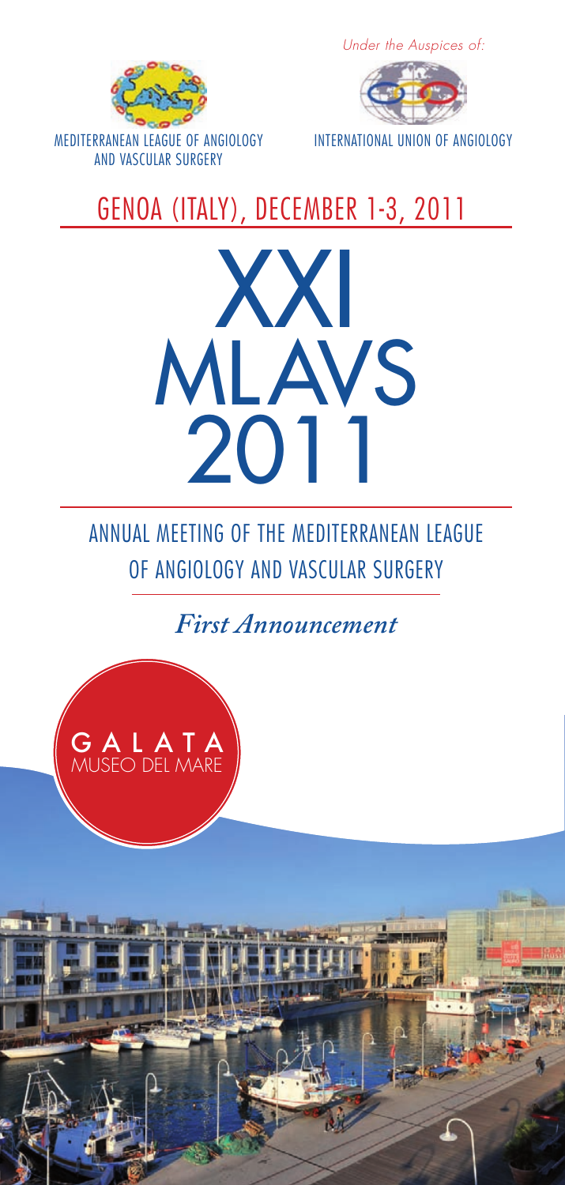*Under the Auspices of:*

MEDITERRANEAN LEAGUE OF ANGIOLOGY AND VASCULAR SURGERY

INTERNATIONAL UNION OF ANGIOLOGY

## GENOA (ITALY), DECEMBER 1-3, 2011

# XXI MLAVS 2011

## ANNUAL MEETING OF THE MEDITERRANEAN LEAGUE OF ANGIOLOGY AND VASCULAR SURGERY

***First Announcement***

GALATA
MUSEO DEL MARE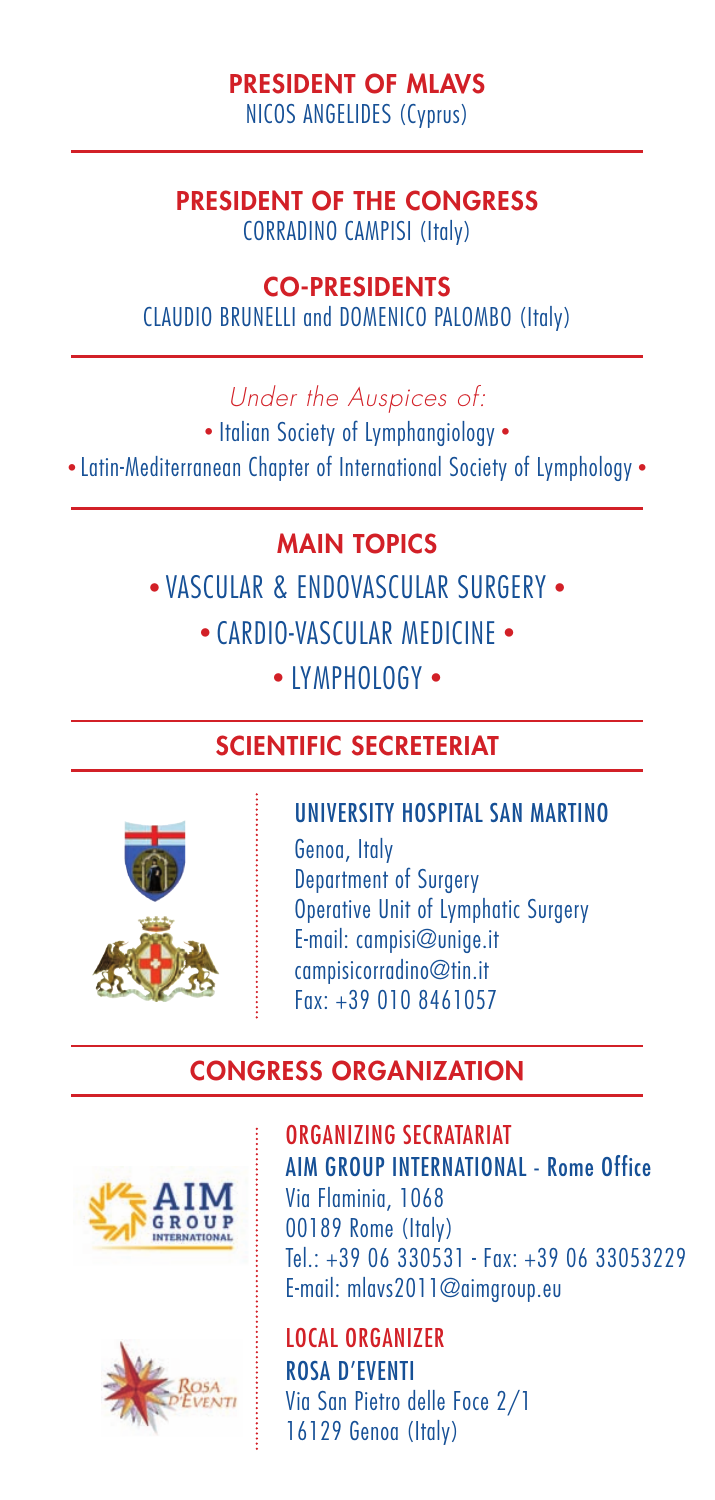## PRESIDENT OF MLAVS

NICOS ANGELIDES (Cyprus)

## PRESIDENT OF THE CONGRESS

CORRADINO CAMPISI (Italy)

## CO-PRESIDENTS

CLAUDIO BRUNELLI and DOMENICO PALOMBO (Italy)

*Under the Auspices of:*

- Italian Society of Lymphangiology
- Latin-Mediterranean Chapter of International Society of Lymphology

## MAIN TOPICS

- VASCULAR & ENDOVASCULAR SURGERY
- CARDIO-VASCULAR MEDICINE
- LYMPHOLOGY

## SCIENTIFIC SECRETERIAT

**UNIVERSITY HOSPITAL SAN MARTINO**

Genoa, Italy
Department of Surgery
Operative Unit of Lymphatic Surgery
E-mail: campisi@unige.it
campisicorradino@tin.it
Fax: +39 010 8461057

## CONGRESS ORGANIZATION

**ORGANIZING SECRATARIAT**

**AIM GROUP INTERNATIONAL - Rome Office**
Via Flaminia, 1068
00189 Rome (Italy)
Tel.: +39 06 330531 - Fax: +39 06 33053229
E-mail: mlavs2011@aimgroup.eu

**LOCAL ORGANIZER**

**ROSA D'EVENTI**
Via San Pietro delle Foce 2/1
16129 Genoa (Italy)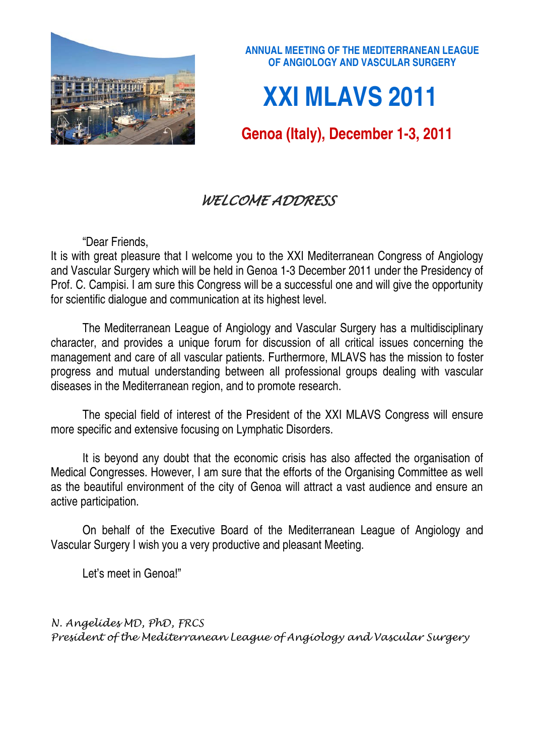**ANNUAL MEETING OF THE MEDITERRANEAN LEAGUE OF ANGIOLOGY AND VASCULAR SURGERY**

# XXI MLAVS 2011

## Genoa (Italy), December 1-3, 2011

## *WELCOME ADDRESS*

"Dear Friends,

It is with great pleasure that I welcome you to the XXI Mediterranean Congress of Angiology and Vascular Surgery which will be held in Genoa 1-3 December 2011 under the Presidency of Prof. C. Campisi. I am sure this Congress will be a successful one and will give the opportunity for scientific dialogue and communication at its highest level.

The Mediterranean League of Angiology and Vascular Surgery has a multidisciplinary character, and provides a unique forum for discussion of all critical issues concerning the management and care of all vascular patients. Furthermore, MLAVS has the mission to foster progress and mutual understanding between all professional groups dealing with vascular diseases in the Mediterranean region, and to promote research.

The special field of interest of the President of the XXI MLAVS Congress will ensure more specific and extensive focusing on Lymphatic Disorders.

It is beyond any doubt that the economic crisis has also affected the organisation of Medical Congresses. However, I am sure that the efforts of the Organising Committee as well as the beautiful environment of the city of Genoa will attract a vast audience and ensure an active participation.

On behalf of the Executive Board of the Mediterranean League of Angiology and Vascular Surgery I wish you a very productive and pleasant Meeting.

Let's meet in Genoa!"

*N. Angelides MD, PhD, FRCS*
*President of the Mediterranean League of Angiology and Vascular Surgery*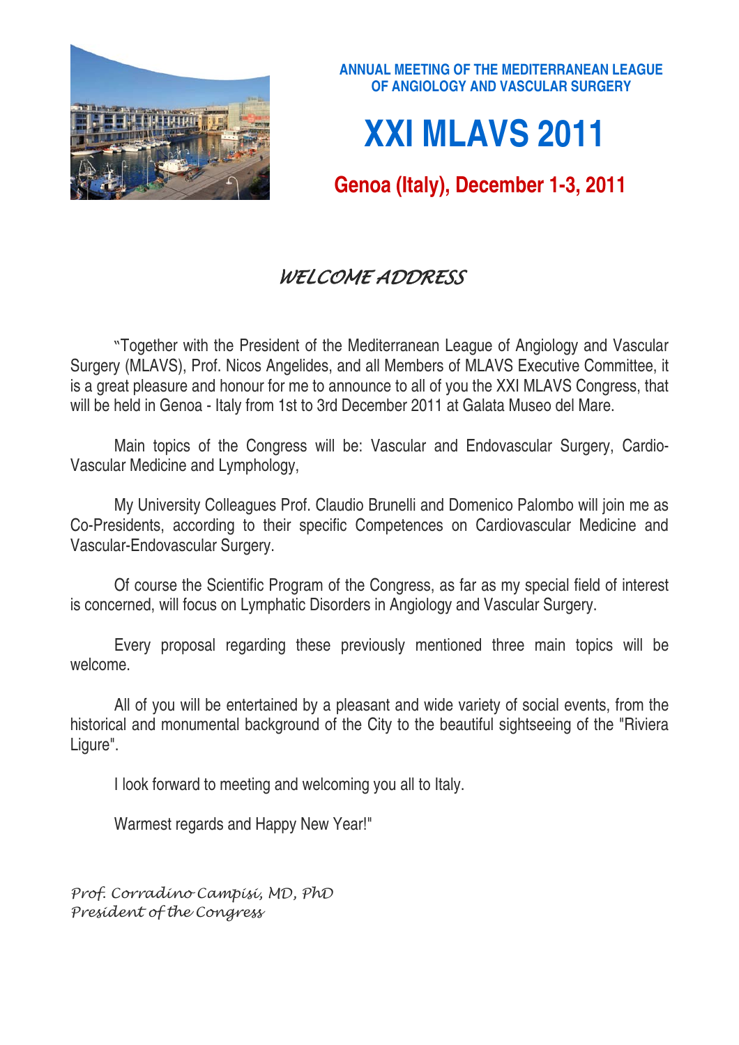ANNUAL MEETING OF THE MEDITERRANEAN LEAGUE OF ANGIOLOGY AND VASCULAR SURGERY

# XXI MLAVS 2011

## Genoa (Italy), December 1-3, 2011

### *WELCOME ADDRESS*

"Together with the President of the Mediterranean League of Angiology and Vascular Surgery (MLAVS), Prof. Nicos Angelides, and all Members of MLAVS Executive Committee, it is a great pleasure and honour for me to announce to all of you the XXI MLAVS Congress, that will be held in Genoa - Italy from 1st to 3rd December 2011 at Galata Museo del Mare.

Main topics of the Congress will be: Vascular and Endovascular Surgery, Cardio-Vascular Medicine and Lymphology,

My University Colleagues Prof. Claudio Brunelli and Domenico Palombo will join me as Co-Presidents, according to their specific Competences on Cardiovascular Medicine and Vascular-Endovascular Surgery.

Of course the Scientific Program of the Congress, as far as my special field of interest is concerned, will focus on Lymphatic Disorders in Angiology and Vascular Surgery.

Every proposal regarding these previously mentioned three main topics will be welcome.

All of you will be entertained by a pleasant and wide variety of social events, from the historical and monumental background of the City to the beautiful sightseeing of the "Riviera Ligure".

I look forward to meeting and welcoming you all to Italy.

Warmest regards and Happy New Year!"

*Prof. Corradino Campisi, MD, PhD*
*President of the Congress*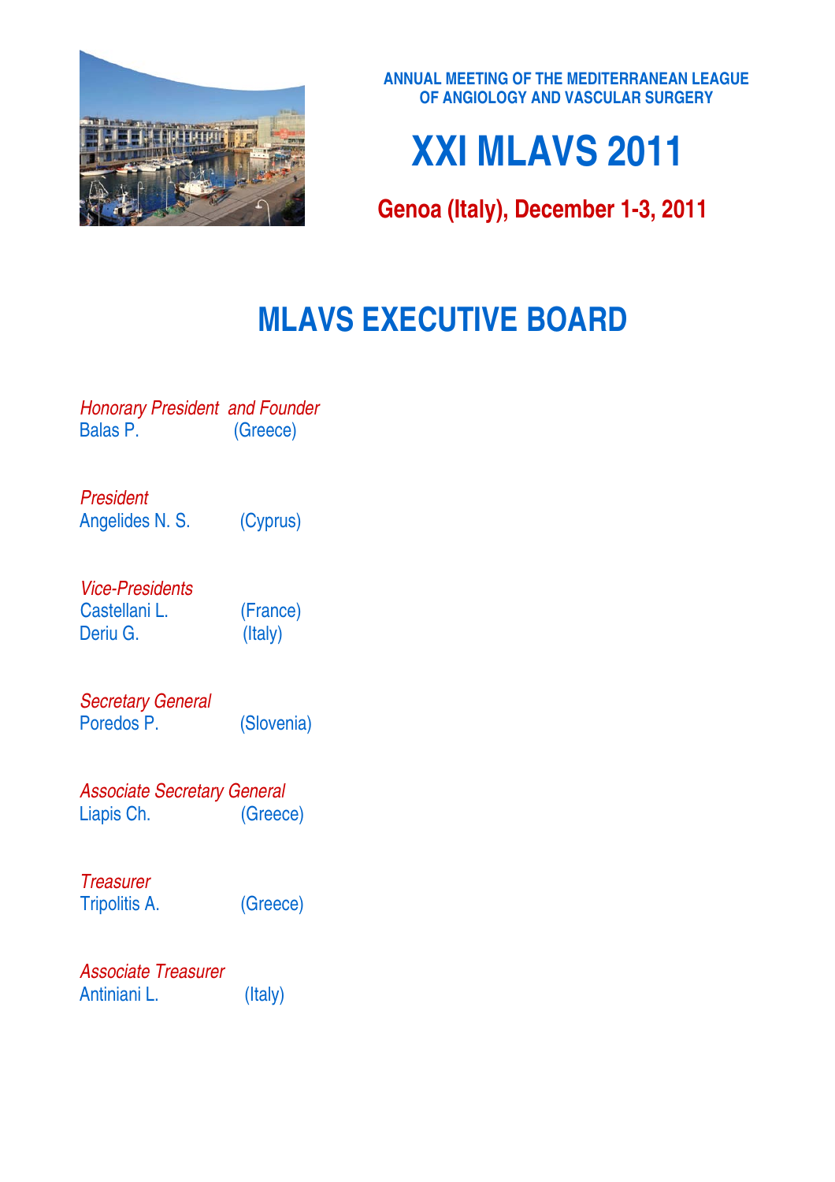ANNUAL MEETING OF THE MEDITERRANEAN LEAGUE OF ANGIOLOGY AND VASCULAR SURGERY

# XXI MLAVS 2011

**Genoa (Italy), December 1-3, 2011**

## MLAVS EXECUTIVE BOARD

*Honorary President and Founder*
Balas P. (Greece)

*President*
Angelides N. S. (Cyprus)

*Vice-Presidents*
Castellani L. (France)
Deriu G. (Italy)

*Secretary General*
Poredos P. (Slovenia)

*Associate Secretary General*
Liapis Ch. (Greece)

*Treasurer*
Tripolitis A. (Greece)

*Associate Treasurer*
Antiniani L. (Italy)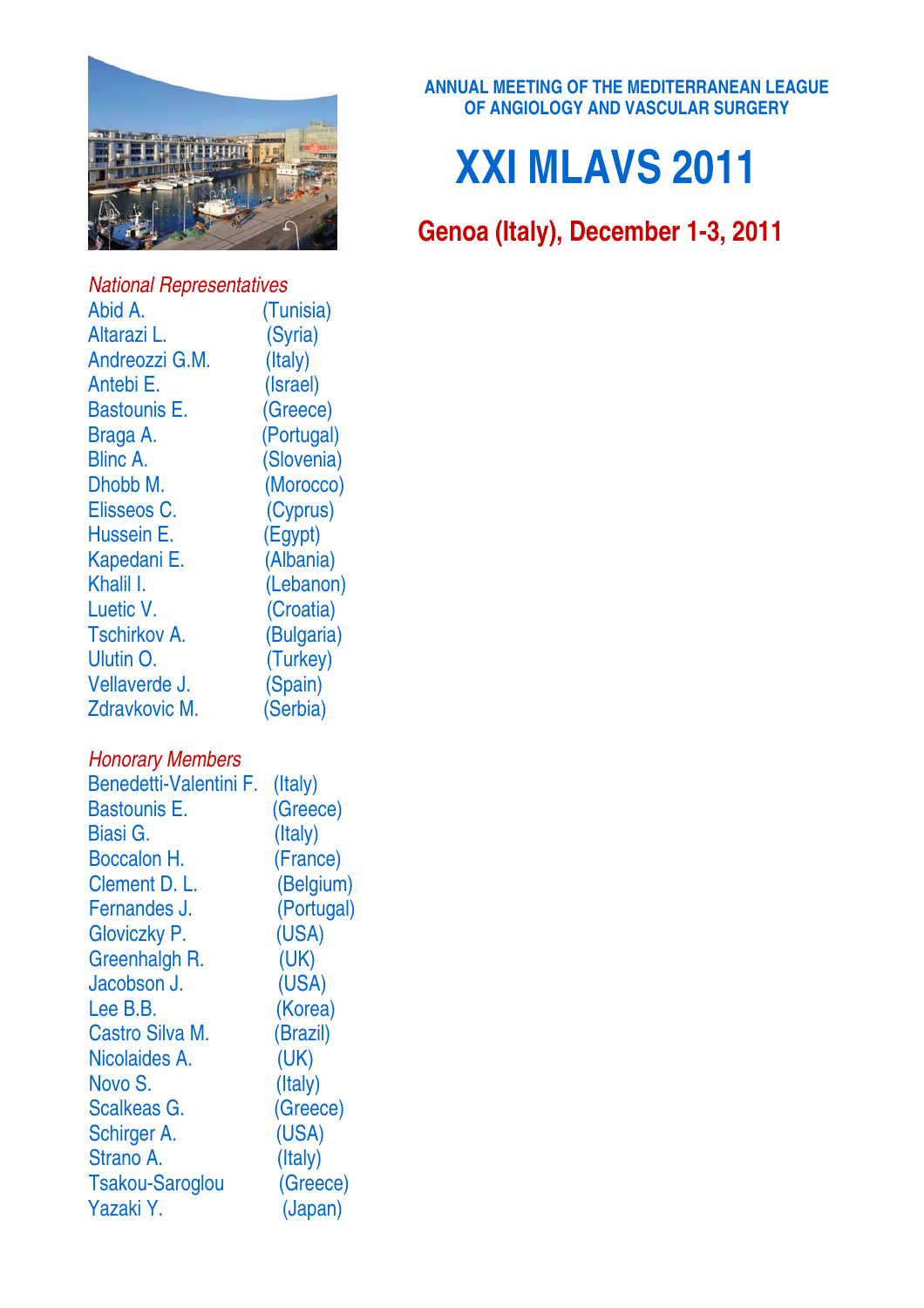ANNUAL MEETING OF THE MEDITERRANEAN LEAGUE OF ANGIOLOGY AND VASCULAR SURGERY

# XXI MLAVS 2011

## Genoa (Italy), December 1-3, 2011

### *National Representatives*

| | |
|---|---|
| Abid A. | (Tunisia) |
| Altarazi L. | (Syria) |
| Andreozzi G.M. | (Italy) |
| Antebi E. | (Israel) |
| Bastounis E. | (Greece) |
| Braga A. | (Portugal) |
| Blinc A. | (Slovenia) |
| Dhobb M. | (Morocco) |
| Elisseos C. | (Cyprus) |
| Hussein E. | (Egypt) |
| Kapedani E. | (Albania) |
| Khalil I. | (Lebanon) |
| Luetic V. | (Croatia) |
| Tschirkov A. | (Bulgaria) |
| Ulutin O. | (Turkey) |
| Vellaverde J. | (Spain) |
| Zdravkovic M. | (Serbia) |

### *Honorary Members*

| | |
|---|---|
| Benedetti-Valentini F. | (Italy) |
| Bastounis E. | (Greece) |
| Biasi G. | (Italy) |
| Boccalon H. | (France) |
| Clement D. L. | (Belgium) |
| Fernandes J. | (Portugal) |
| Gloviczky P. | (USA) |
| Greenhalgh R. | (UK) |
| Jacobson J. | (USA) |
| Lee B.B. | (Korea) |
| Castro Silva M. | (Brazil) |
| Nicolaides A. | (UK) |
| Novo S. | (Italy) |
| Scalkeas G. | (Greece) |
| Schirger A. | (USA) |
| Strano A. | (Italy) |
| Tsakou-Saroglou | (Greece) |
| Yazaki Y. | (Japan) |